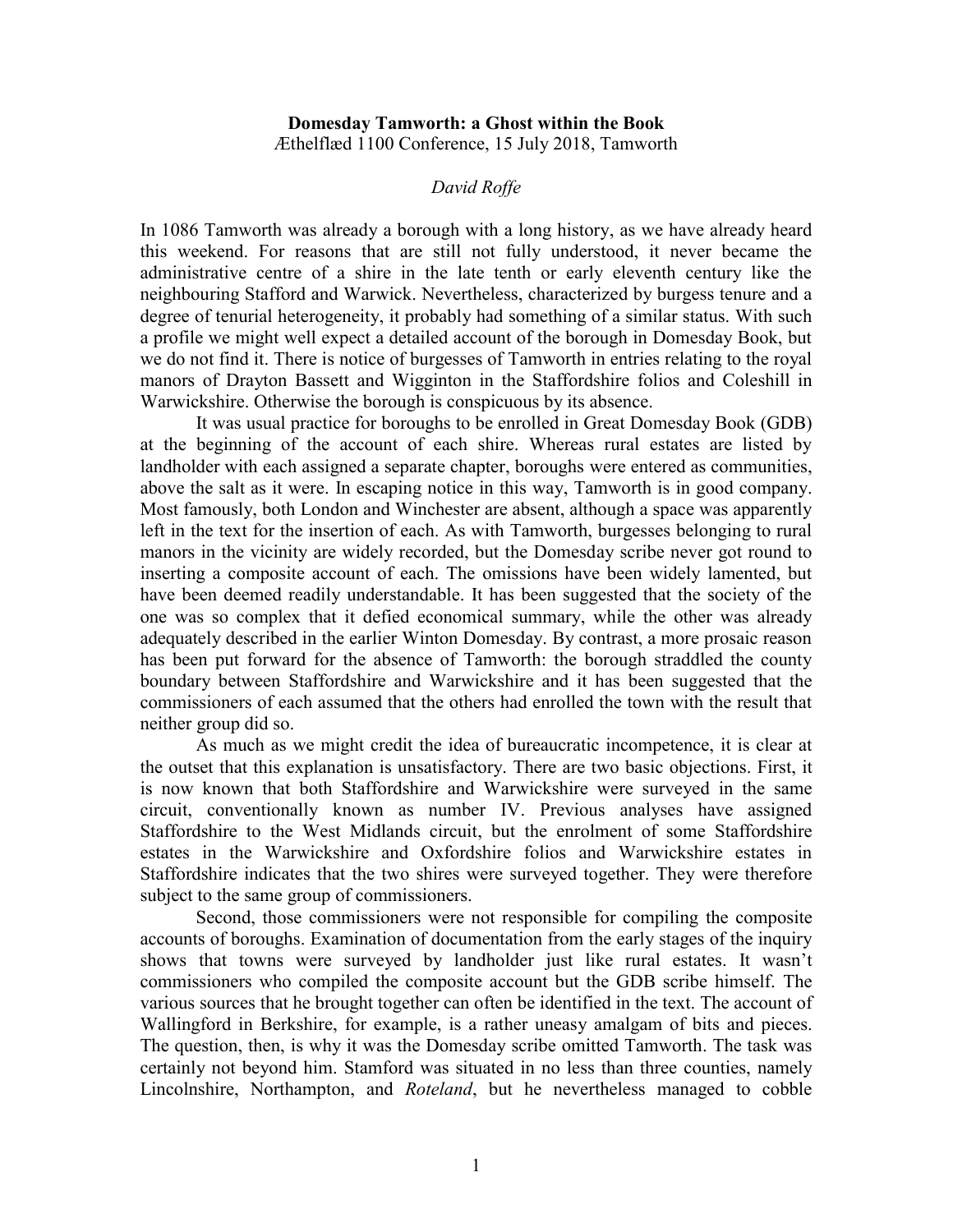**Domesday Tamworth: a Ghost within the Book**

Æthelflæd 1100 Conference, 15 July 2018, Tamworth

*David Roffe*

In 1086 Tamworth was already a borough with a long history, as we have already heard this weekend. For reasons that are still not fully understood, it never became the administrative centre of a shire in the late tenth or early eleventh century like the neighbouring Stafford and Warwick. Nevertheless, characterized by burgess tenure and a degree of tenurial heterogeneity, it probably had something of a similar status. With such a profile we might well expect a detailed account of the borough in Domesday Book, but we do not find it. There is notice of burgesses of Tamworth in entries relating to the royal manors of Drayton Bassett and Wigginton in the Staffordshire folios and Coleshill in Warwickshire. Otherwise the borough is conspicuous by its absence.

It was usual practice for boroughs to be enrolled in Great Domesday Book (GDB) at the beginning of the account of each shire. Whereas rural estates are listed by landholder with each assigned a separate chapter, boroughs were entered as communities, above the salt as it were. In escaping notice in this way, Tamworth is in good company. Most famously, both London and Winchester are absent, although a space was apparently left in the text for the insertion of each. As with Tamworth, burgesses belonging to rural manors in the vicinity are widely recorded, but the Domesday scribe never got round to inserting a composite account of each. The omissions have been widely lamented, but have been deemed readily understandable. It has been suggested that the society of the one was so complex that it defied economical summary, while the other was already adequately described in the earlier Winton Domesday. By contrast, a more prosaic reason has been put forward for the absence of Tamworth: the borough straddled the county boundary between Staffordshire and Warwickshire and it has been suggested that the commissioners of each assumed that the others had enrolled the town with the result that neither group did so.

As much as we might credit the idea of bureaucratic incompetence, it is clear at the outset that this explanation is unsatisfactory. There are two basic objections. First, it is now known that both Staffordshire and Warwickshire were surveyed in the same circuit, conventionally known as number IV. Previous analyses have assigned Staffordshire to the West Midlands circuit, but the enrolment of some Staffordshire estates in the Warwickshire and Oxfordshire folios and Warwickshire estates in Staffordshire indicates that the two shires were surveyed together. They were therefore subject to the same group of commissioners.

Second, those commissioners were not responsible for compiling the composite accounts of boroughs. Examination of documentation from the early stages of the inquiry shows that towns were surveyed by landholder just like rural estates. It wasn't commissioners who compiled the composite account but the GDB scribe himself. The various sources that he brought together can often be identified in the text. The account of Wallingford in Berkshire, for example, is a rather uneasy amalgam of bits and pieces. The question, then, is why it was the Domesday scribe omitted Tamworth. The task was certainly not beyond him. Stamford was situated in no less than three counties, namely Lincolnshire, Northampton, and *Roteland*, but he nevertheless managed to cobble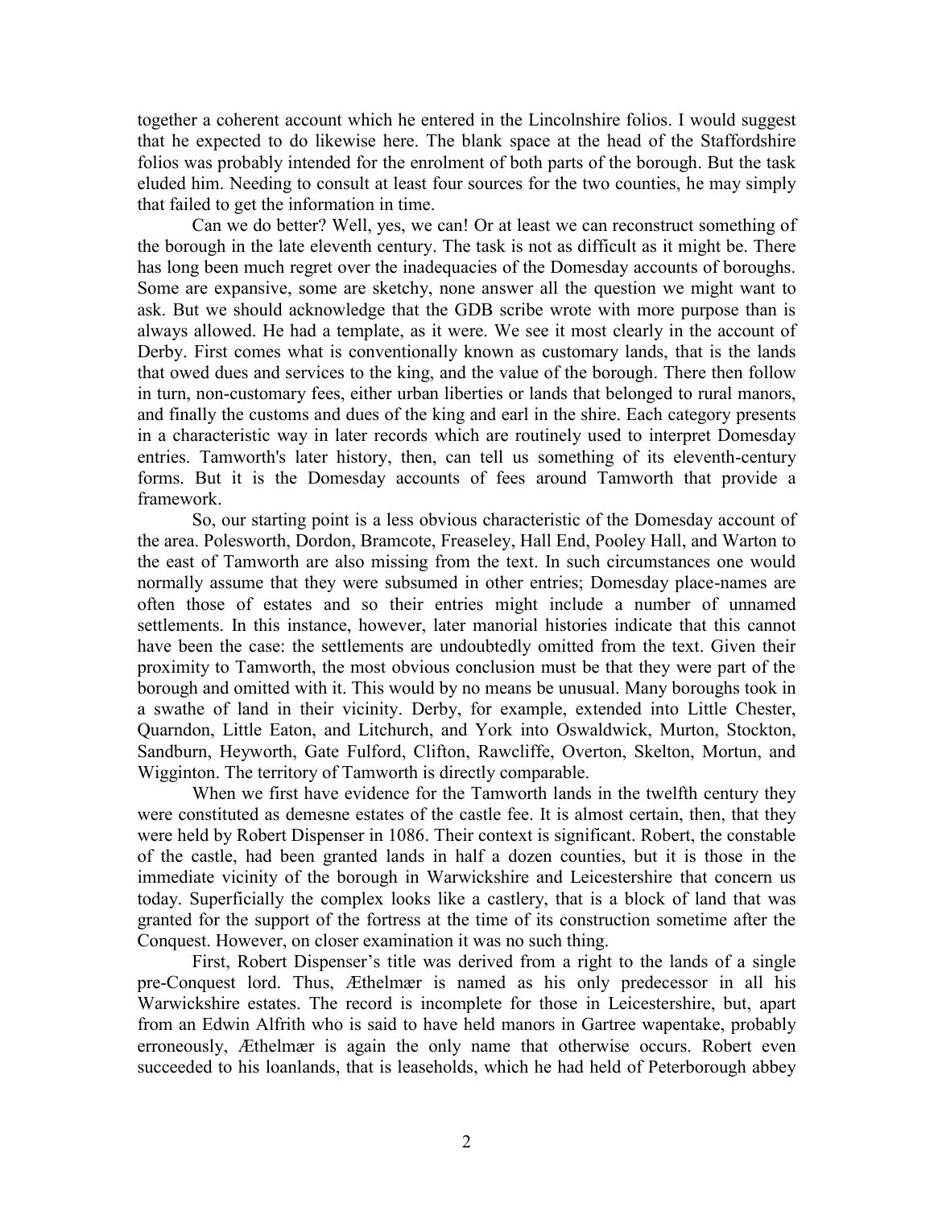together a coherent account which he entered in the Lincolnshire folios. I would suggest that he expected to do likewise here. The blank space at the head of the Staffordshire folios was probably intended for the enrolment of both parts of the borough. But the task eluded him. Needing to consult at least four sources for the two counties, he may simply that failed to get the information in time.

Can we do better? Well, yes, we can! Or at least we can reconstruct something of the borough in the late eleventh century. The task is not as difficult as it might be. There has long been much regret over the inadequacies of the Domesday accounts of boroughs. Some are expansive, some are sketchy, none answer all the question we might want to ask. But we should acknowledge that the GDB scribe wrote with more purpose than is always allowed. He had a template, as it were. We see it most clearly in the account of Derby. First comes what is conventionally known as customary lands, that is the lands that owed dues and services to the king, and the value of the borough. There then follow in turn, non-customary fees, either urban liberties or lands that belonged to rural manors, and finally the customs and dues of the king and earl in the shire. Each category presents in a characteristic way in later records which are routinely used to interpret Domesday entries. Tamworth's later history, then, can tell us something of its eleventh-century forms. But it is the Domesday accounts of fees around Tamworth that provide a framework.

So, our starting point is a less obvious characteristic of the Domesday account of the area. Polesworth, Dordon, Bramcote, Freaseley, Hall End, Pooley Hall, and Warton to the east of Tamworth are also missing from the text. In such circumstances one would normally assume that they were subsumed in other entries; Domesday place-names are often those of estates and so their entries might include a number of unnamed settlements. In this instance, however, later manorial histories indicate that this cannot have been the case: the settlements are undoubtedly omitted from the text. Given their proximity to Tamworth, the most obvious conclusion must be that they were part of the borough and omitted with it. This would by no means be unusual. Many boroughs took in a swathe of land in their vicinity. Derby, for example, extended into Little Chester, Quarndon, Little Eaton, and Litchurch, and York into Oswaldwick, Murton, Stockton, Sandburn, Heyworth, Gate Fulford, Clifton, Rawcliffe, Overton, Skelton, Mortun, and Wigginton. The territory of Tamworth is directly comparable.

When we first have evidence for the Tamworth lands in the twelfth century they were constituted as demesne estates of the castle fee. It is almost certain, then, that they were held by Robert Dispenser in 1086. Their context is significant. Robert, the constable of the castle, had been granted lands in half a dozen counties, but it is those in the immediate vicinity of the borough in Warwickshire and Leicestershire that concern us today. Superficially the complex looks like a castlery, that is a block of land that was granted for the support of the fortress at the time of its construction sometime after the Conquest. However, on closer examination it was no such thing.

First, Robert Dispenser's title was derived from a right to the lands of a single pre-Conquest lord. Thus, Æthelmær is named as his only predecessor in all his Warwickshire estates. The record is incomplete for those in Leicestershire, but, apart from an Edwin Alfrith who is said to have held manors in Gartree wapentake, probably erroneously, Æthelmær is again the only name that otherwise occurs. Robert even succeeded to his loanlands, that is leaseholds, which he had held of Peterborough abbey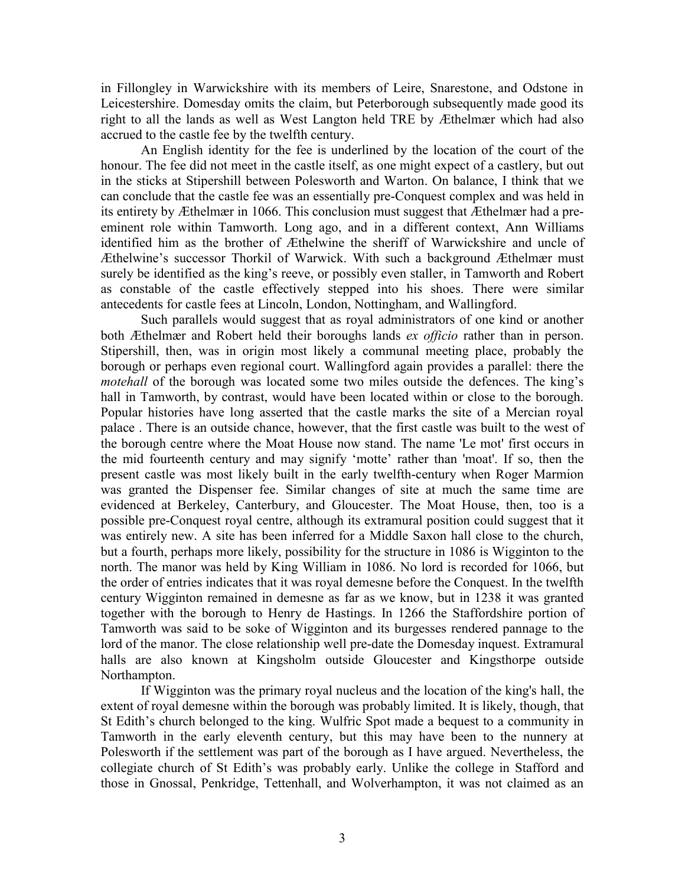in Fillongley in Warwickshire with its members of Leire, Snarestone, and Odstone in Leicestershire. Domesday omits the claim, but Peterborough subsequently made good its right to all the lands as well as West Langton held TRE by Æthelmær which had also accrued to the castle fee by the twelfth century.

An English identity for the fee is underlined by the location of the court of the honour. The fee did not meet in the castle itself, as one might expect of a castlery, but out in the sticks at Stipershill between Polesworth and Warton. On balance, I think that we can conclude that the castle fee was an essentially pre-Conquest complex and was held in its entirety by Æthelmær in 1066. This conclusion must suggest that Æthelmær had a pre-eminent role within Tamworth. Long ago, and in a different context, Ann Williams identified him as the brother of Æthelwine the sheriff of Warwickshire and uncle of Æthelwine's successor Thorkil of Warwick. With such a background Æthelmær must surely be identified as the king's reeve, or possibly even staller, in Tamworth and Robert as constable of the castle effectively stepped into his shoes. There were similar antecedents for castle fees at Lincoln, London, Nottingham, and Wallingford.

Such parallels would suggest that as royal administrators of one kind or another both Æthelmær and Robert held their boroughs lands *ex officio* rather than in person. Stipershill, then, was in origin most likely a communal meeting place, probably the borough or perhaps even regional court. Wallingford again provides a parallel: there the *motehall* of the borough was located some two miles outside the defences. The king's hall in Tamworth, by contrast, would have been located within or close to the borough. Popular histories have long asserted that the castle marks the site of a Mercian royal palace . There is an outside chance, however, that the first castle was built to the west of the borough centre where the Moat House now stand. The name 'Le mot' first occurs in the mid fourteenth century and may signify 'motte' rather than 'moat'. If so, then the present castle was most likely built in the early twelfth-century when Roger Marmion was granted the Dispenser fee. Similar changes of site at much the same time are evidenced at Berkeley, Canterbury, and Gloucester. The Moat House, then, too is a possible pre-Conquest royal centre, although its extramural position could suggest that it was entirely new. A site has been inferred for a Middle Saxon hall close to the church, but a fourth, perhaps more likely, possibility for the structure in 1086 is Wigginton to the north. The manor was held by King William in 1086. No lord is recorded for 1066, but the order of entries indicates that it was royal demesne before the Conquest. In the twelfth century Wigginton remained in demesne as far as we know, but in 1238 it was granted together with the borough to Henry de Hastings. In 1266 the Staffordshire portion of Tamworth was said to be soke of Wigginton and its burgesses rendered pannage to the lord of the manor. The close relationship well pre-date the Domesday inquest. Extramural halls are also known at Kingsholm outside Gloucester and Kingsthorpe outside Northampton.

If Wigginton was the primary royal nucleus and the location of the king's hall, the extent of royal demesne within the borough was probably limited. It is likely, though, that St Edith's church belonged to the king. Wulfric Spot made a bequest to a community in Tamworth in the early eleventh century, but this may have been to the nunnery at Polesworth if the settlement was part of the borough as I have argued. Nevertheless, the collegiate church of St Edith's was probably early. Unlike the college in Stafford and those in Gnossal, Penkridge, Tettenhall, and Wolverhampton, it was not claimed as an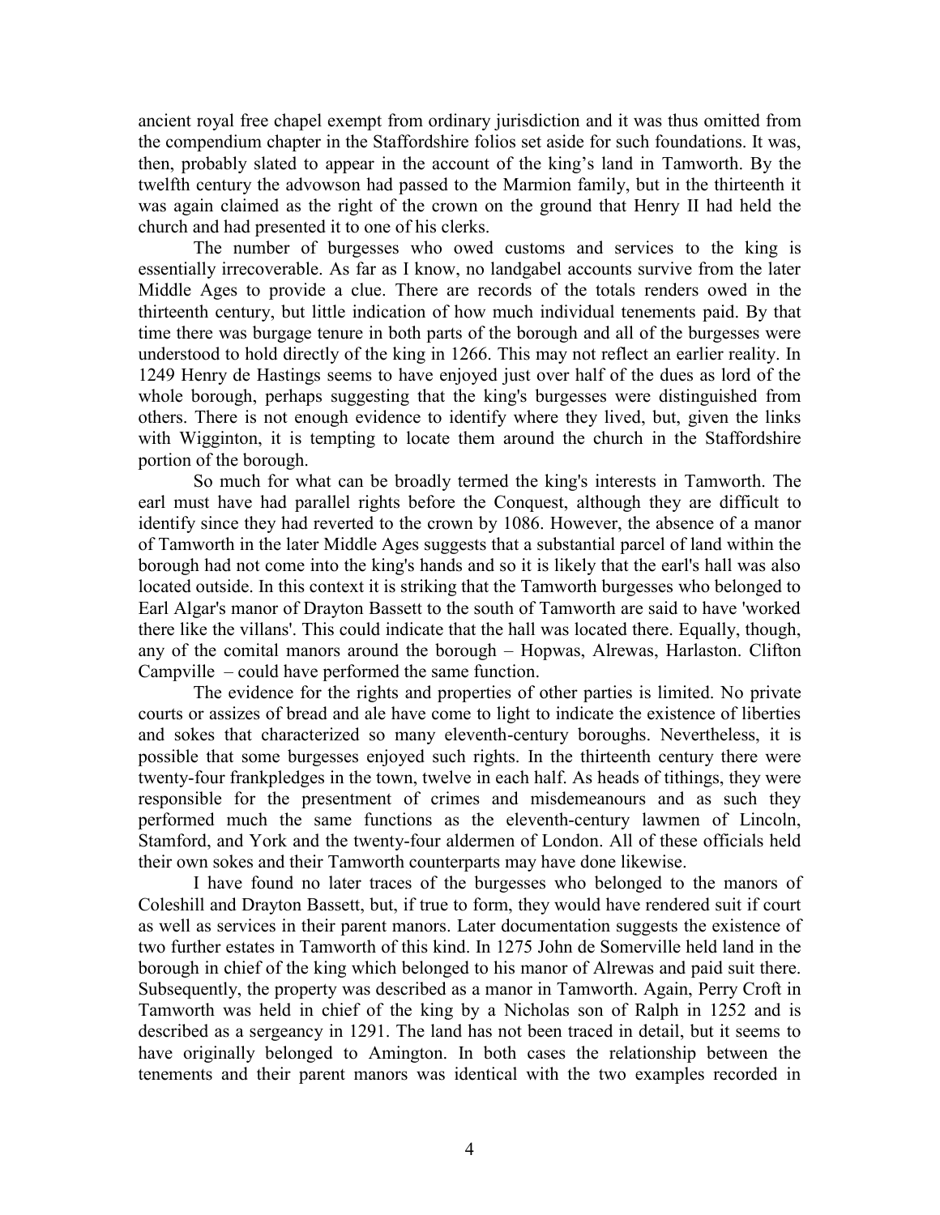ancient royal free chapel exempt from ordinary jurisdiction and it was thus omitted from the compendium chapter in the Staffordshire folios set aside for such foundations. It was, then, probably slated to appear in the account of the king's land in Tamworth. By the twelfth century the advowson had passed to the Marmion family, but in the thirteenth it was again claimed as the right of the crown on the ground that Henry II had held the church and had presented it to one of his clerks.

The number of burgesses who owed customs and services to the king is essentially irrecoverable. As far as I know, no landgabel accounts survive from the later Middle Ages to provide a clue. There are records of the totals renders owed in the thirteenth century, but little indication of how much individual tenements paid. By that time there was burgage tenure in both parts of the borough and all of the burgesses were understood to hold directly of the king in 1266. This may not reflect an earlier reality. In 1249 Henry de Hastings seems to have enjoyed just over half of the dues as lord of the whole borough, perhaps suggesting that the king's burgesses were distinguished from others. There is not enough evidence to identify where they lived, but, given the links with Wigginton, it is tempting to locate them around the church in the Staffordshire portion of the borough.

So much for what can be broadly termed the king's interests in Tamworth. The earl must have had parallel rights before the Conquest, although they are difficult to identify since they had reverted to the crown by 1086. However, the absence of a manor of Tamworth in the later Middle Ages suggests that a substantial parcel of land within the borough had not come into the king's hands and so it is likely that the earl's hall was also located outside. In this context it is striking that the Tamworth burgesses who belonged to Earl Algar's manor of Drayton Bassett to the south of Tamworth are said to have 'worked there like the villans'. This could indicate that the hall was located there. Equally, though, any of the comital manors around the borough – Hopwas, Alrewas, Harlaston. Clifton Campville – could have performed the same function.

The evidence for the rights and properties of other parties is limited. No private courts or assizes of bread and ale have come to light to indicate the existence of liberties and sokes that characterized so many eleventh-century boroughs. Nevertheless, it is possible that some burgesses enjoyed such rights. In the thirteenth century there were twenty-four frankpledges in the town, twelve in each half. As heads of tithings, they were responsible for the presentment of crimes and misdemeanours and as such they performed much the same functions as the eleventh-century lawmen of Lincoln, Stamford, and York and the twenty-four aldermen of London. All of these officials held their own sokes and their Tamworth counterparts may have done likewise.

I have found no later traces of the burgesses who belonged to the manors of Coleshill and Drayton Bassett, but, if true to form, they would have rendered suit if court as well as services in their parent manors. Later documentation suggests the existence of two further estates in Tamworth of this kind. In 1275 John de Somerville held land in the borough in chief of the king which belonged to his manor of Alrewas and paid suit there. Subsequently, the property was described as a manor in Tamworth. Again, Perry Croft in Tamworth was held in chief of the king by a Nicholas son of Ralph in 1252 and is described as a sergeancy in 1291. The land has not been traced in detail, but it seems to have originally belonged to Amington. In both cases the relationship between the tenements and their parent manors was identical with the two examples recorded in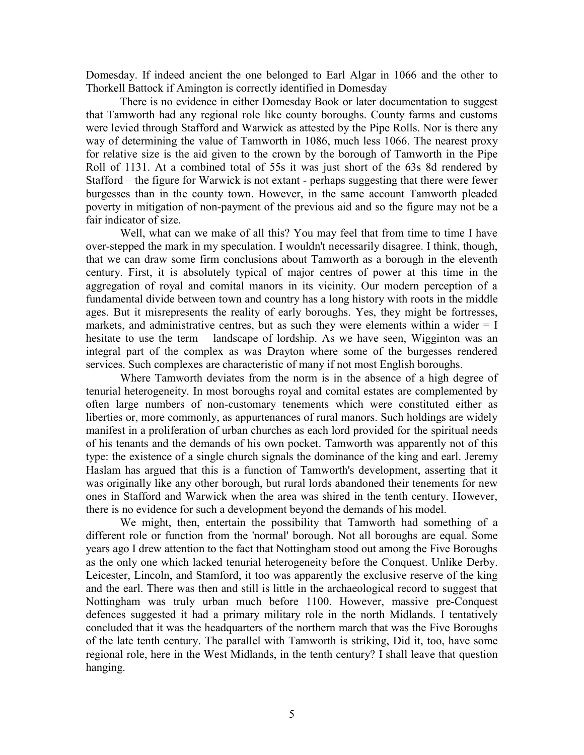Domesday. If indeed ancient the one belonged to Earl Algar in 1066 and the other to Thorkell Battock if Amington is correctly identified in Domesday

There is no evidence in either Domesday Book or later documentation to suggest that Tamworth had any regional role like county boroughs. County farms and customs were levied through Stafford and Warwick as attested by the Pipe Rolls. Nor is there any way of determining the value of Tamworth in 1086, much less 1066. The nearest proxy for relative size is the aid given to the crown by the borough of Tamworth in the Pipe Roll of 1131. At a combined total of 55s it was just short of the 63s 8d rendered by Stafford – the figure for Warwick is not extant - perhaps suggesting that there were fewer burgesses than in the county town. However, in the same account Tamworth pleaded poverty in mitigation of non-payment of the previous aid and so the figure may not be a fair indicator of size.

Well, what can we make of all this? You may feel that from time to time I have over-stepped the mark in my speculation. I wouldn't necessarily disagree. I think, though, that we can draw some firm conclusions about Tamworth as a borough in the eleventh century. First, it is absolutely typical of major centres of power at this time in the aggregation of royal and comital manors in its vicinity. Our modern perception of a fundamental divide between town and country has a long history with roots in the middle ages. But it misrepresents the reality of early boroughs. Yes, they might be fortresses, markets, and administrative centres, but as such they were elements within a wider = I hesitate to use the term – landscape of lordship. As we have seen, Wigginton was an integral part of the complex as was Drayton where some of the burgesses rendered services. Such complexes are characteristic of many if not most English boroughs.

Where Tamworth deviates from the norm is in the absence of a high degree of tenurial heterogeneity. In most boroughs royal and comital estates are complemented by often large numbers of non-customary tenements which were constituted either as liberties or, more commonly, as appurtenances of rural manors. Such holdings are widely manifest in a proliferation of urban churches as each lord provided for the spiritual needs of his tenants and the demands of his own pocket. Tamworth was apparently not of this type: the existence of a single church signals the dominance of the king and earl. Jeremy Haslam has argued that this is a function of Tamworth's development, asserting that it was originally like any other borough, but rural lords abandoned their tenements for new ones in Stafford and Warwick when the area was shired in the tenth century. However, there is no evidence for such a development beyond the demands of his model.

We might, then, entertain the possibility that Tamworth had something of a different role or function from the 'normal' borough. Not all boroughs are equal. Some years ago I drew attention to the fact that Nottingham stood out among the Five Boroughs as the only one which lacked tenurial heterogeneity before the Conquest. Unlike Derby. Leicester, Lincoln, and Stamford, it too was apparently the exclusive reserve of the king and the earl. There was then and still is little in the archaeological record to suggest that Nottingham was truly urban much before 1100. However, massive pre-Conquest defences suggested it had a primary military role in the north Midlands. I tentatively concluded that it was the headquarters of the northern march that was the Five Boroughs of the late tenth century. The parallel with Tamworth is striking, Did it, too, have some regional role, here in the West Midlands, in the tenth century? I shall leave that question hanging.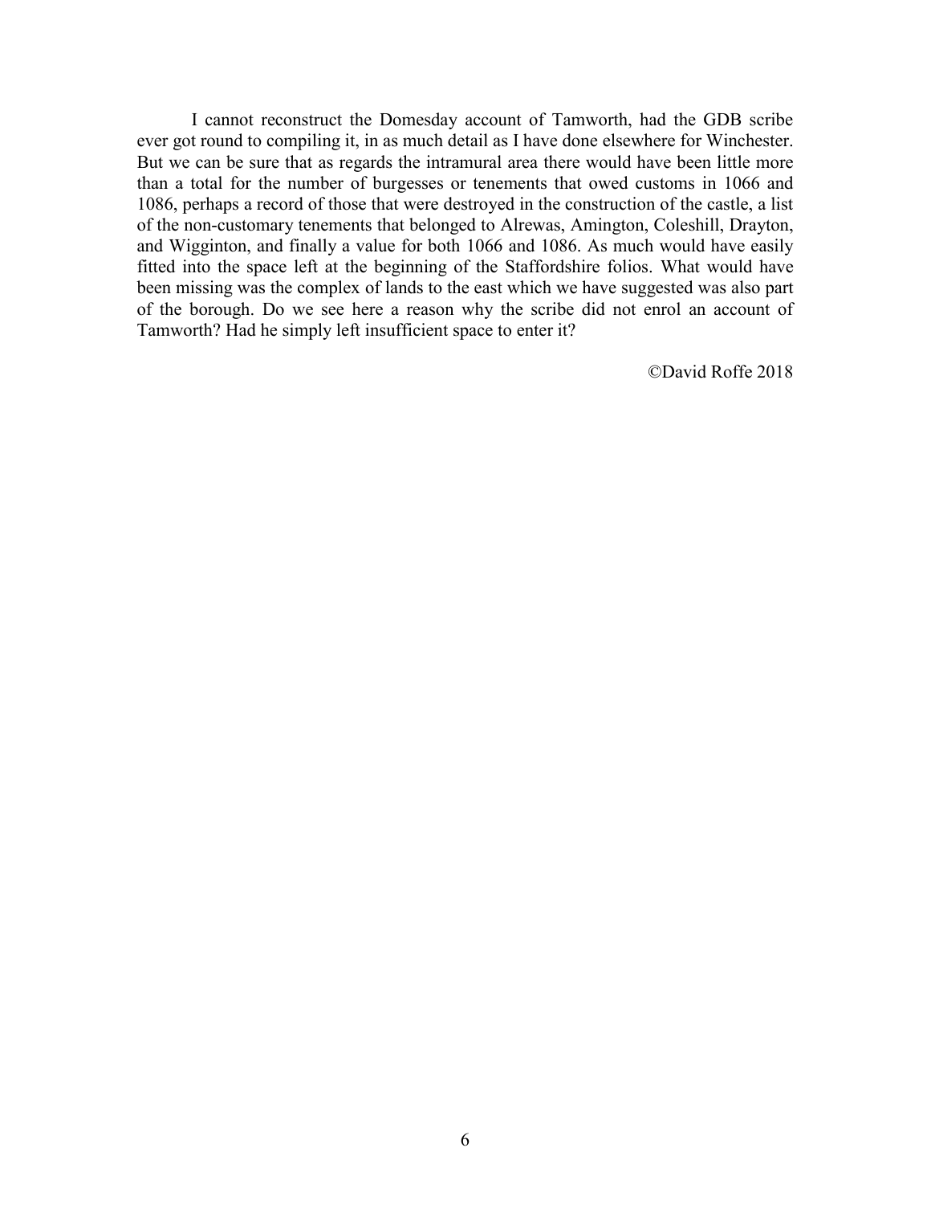I cannot reconstruct the Domesday account of Tamworth, had the GDB scribe ever got round to compiling it, in as much detail as I have done elsewhere for Winchester. But we can be sure that as regards the intramural area there would have been little more than a total for the number of burgesses or tenements that owed customs in 1066 and 1086, perhaps a record of those that were destroyed in the construction of the castle, a list of the non-customary tenements that belonged to Alrewas, Amington, Coleshill, Drayton, and Wigginton, and finally a value for both 1066 and 1086. As much would have easily fitted into the space left at the beginning of the Staffordshire folios. What would have been missing was the complex of lands to the east which we have suggested was also part of the borough. Do we see here a reason why the scribe did not enrol an account of Tamworth? Had he simply left insufficient space to enter it?

©David Roffe 2018